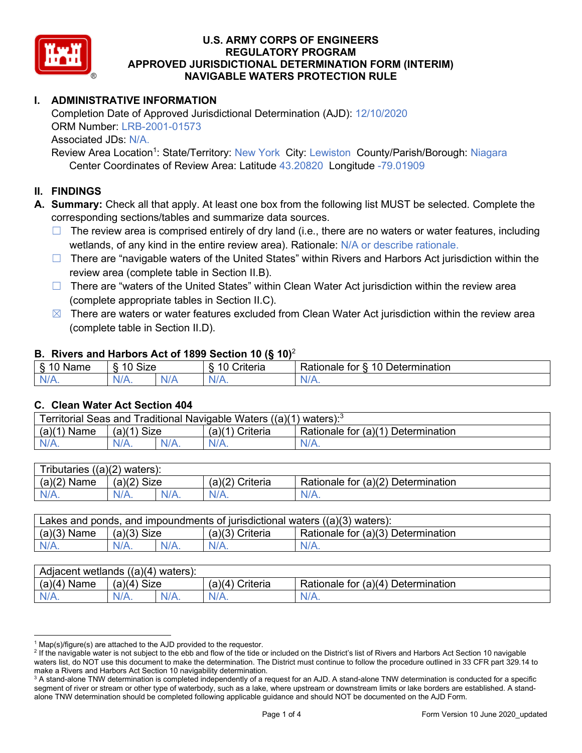# U.S. ARMY CORPS OF ENGINEERS
# REGULATORY PROGRAM
# APPROVED JURISDICTIONAL DETERMINATION FORM (INTERIM)
# NAVIGABLE WATERS PROTECTION RULE

## I. ADMINISTRATIVE INFORMATION

Completion Date of Approved Jurisdictional Determination (AJD): 12/10/2020
ORM Number: LRB-2001-01573
Associated JDs: N/A.
Review Area Location[1]: State/Territory: New York City: Lewiston County/Parish/Borough: Niagara
Center Coordinates of Review Area: Latitude 43.20820 Longitude -79.01909

## II. FINDINGS

**A. Summary:** Check all that apply. At least one box from the following list MUST be selected. Complete the corresponding sections/tables and summarize data sources.

- ☐ The review area is comprised entirely of dry land (i.e., there are no waters or water features, including wetlands, of any kind in the entire review area). Rationale: N/A or describe rationale.
- ☐ There are "navigable waters of the United States" within Rivers and Harbors Act jurisdiction within the review area (complete table in Section II.B).
- ☐ There are "waters of the United States" within Clean Water Act jurisdiction within the review area (complete appropriate tables in Section II.C).
- ☒ There are waters or water features excluded from Clean Water Act jurisdiction within the review area (complete table in Section II.D).

### B. Rivers and Harbors Act of 1899 Section 10 (§ 10)[2]

| § 10 Name | § 10 Size | | § 10 Criteria | Rationale for § 10 Determination |
|---|---|---|---|---|
| N/A. | N/A. | N/A | N/A. | N/A. |

### C. Clean Water Act Section 404

| Territorial Seas and Traditional Navigable Waters ((a)(1) waters):[3] | | | | |
|---|---|---|---|---|
| (a)(1) Name | (a)(1) Size | | (a)(1) Criteria | Rationale for (a)(1) Determination |
| N/A. | N/A. | N/A. | N/A. | N/A. |

| Tributaries ((a)(2) waters): | | | | |
|---|---|---|---|---|
| (a)(2) Name | (a)(2) Size | | (a)(2) Criteria | Rationale for (a)(2) Determination |
| N/A. | N/A. | N/A. | N/A. | N/A. |

| Lakes and ponds, and impoundments of jurisdictional waters ((a)(3) waters): | | | | |
|---|---|---|---|---|
| (a)(3) Name | (a)(3) Size | | (a)(3) Criteria | Rationale for (a)(3) Determination |
| N/A. | N/A. | N/A. | N/A. | N/A. |

| Adjacent wetlands ((a)(4) waters): | | | | |
|---|---|---|---|---|
| (a)(4) Name | (a)(4) Size | | (a)(4) Criteria | Rationale for (a)(4) Determination |
| N/A. | N/A. | N/A. | N/A. | N/A. |

[1] Map(s)/figure(s) are attached to the AJD provided to the requestor.
[2] If the navigable water is not subject to the ebb and flow of the tide or included on the District's list of Rivers and Harbors Act Section 10 navigable waters list, do NOT use this document to make the determination. The District must continue to follow the procedure outlined in 33 CFR part 329.14 to make a Rivers and Harbors Act Section 10 navigability determination.
[3] A stand-alone TNW determination is completed independently of a request for an AJD. A stand-alone TNW determination is conducted for a specific segment of river or stream or other type of waterbody, such as a lake, where upstream or downstream limits or lake borders are established. A stand-alone TNW determination should be completed following applicable guidance and should NOT be documented on the AJD Form.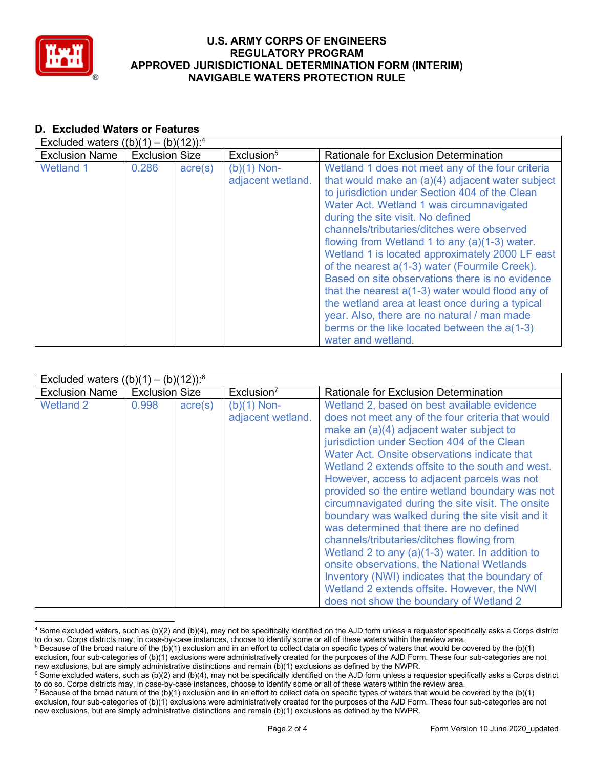## D. Excluded Waters or Features

| Excluded waters ((b)(1) – (b)(12)):[4] | | | | |
|---|---|---|---|---|
| Exclusion Name | Exclusion Size | | Exclusion[5] | Rationale for Exclusion Determination |
| Wetland 1 | 0.286 | acre(s) | (b)(1) Non-adjacent wetland. | Wetland 1 does not meet any of the four criteria that would make an (a)(4) adjacent water subject to jurisdiction under Section 404 of the Clean Water Act. Wetland 1 was circumnavigated during the site visit. No defined channels/tributaries/ditches were observed flowing from Wetland 1 to any (a)(1-3) water. Wetland 1 is located approximately 2000 LF east of the nearest a(1-3) water (Fourmile Creek). Based on site observations there is no evidence that the nearest a(1-3) water would flood any of the wetland area at least once during a typical year. Also, there are no natural / man made berms or the like located between the a(1-3) water and wetland. |

| Excluded waters ((b)(1) – (b)(12)):[6] | | | | |
|---|---|---|---|---|
| Exclusion Name | Exclusion Size | | Exclusion[7] | Rationale for Exclusion Determination |
| Wetland 2 | 0.998 | acre(s) | (b)(1) Non-adjacent wetland. | Wetland 2, based on best available evidence does not meet any of the four criteria that would make an (a)(4) adjacent water subject to jurisdiction under Section 404 of the Clean Water Act. Onsite observations indicate that Wetland 2 extends offsite to the south and west. However, access to adjacent parcels was not provided so the entire wetland boundary was not circumnavigated during the site visit. The onsite boundary was walked during the site visit and it was determined that there are no defined channels/tributaries/ditches flowing from Wetland 2 to any (a)(1-3) water. In addition to onsite observations, the National Wetlands Inventory (NWI) indicates that the boundary of Wetland 2 extends offsite. However, the NWI does not show the boundary of Wetland 2 |

[4] Some excluded waters, such as (b)(2) and (b)(4), may not be specifically identified on the AJD form unless a requestor specifically asks a Corps district to do so. Corps districts may, in case-by-case instances, choose to identify some or all of these waters within the review area.

[5] Because of the broad nature of the (b)(1) exclusion and in an effort to collect data on specific types of waters that would be covered by the (b)(1) exclusion, four sub-categories of (b)(1) exclusions were administratively created for the purposes of the AJD Form. These four sub-categories are not new exclusions, but are simply administrative distinctions and remain (b)(1) exclusions as defined by the NWPR.

[6] Some excluded waters, such as (b)(2) and (b)(4), may not be specifically identified on the AJD form unless a requestor specifically asks a Corps district to do so. Corps districts may, in case-by-case instances, choose to identify some or all of these waters within the review area.

[7] Because of the broad nature of the (b)(1) exclusion and in an effort to collect data on specific types of waters that would be covered by the (b)(1) exclusion, four sub-categories of (b)(1) exclusions were administratively created for the purposes of the AJD Form. These four sub-categories are not new exclusions, but are simply administrative distinctions and remain (b)(1) exclusions as defined by the NWPR.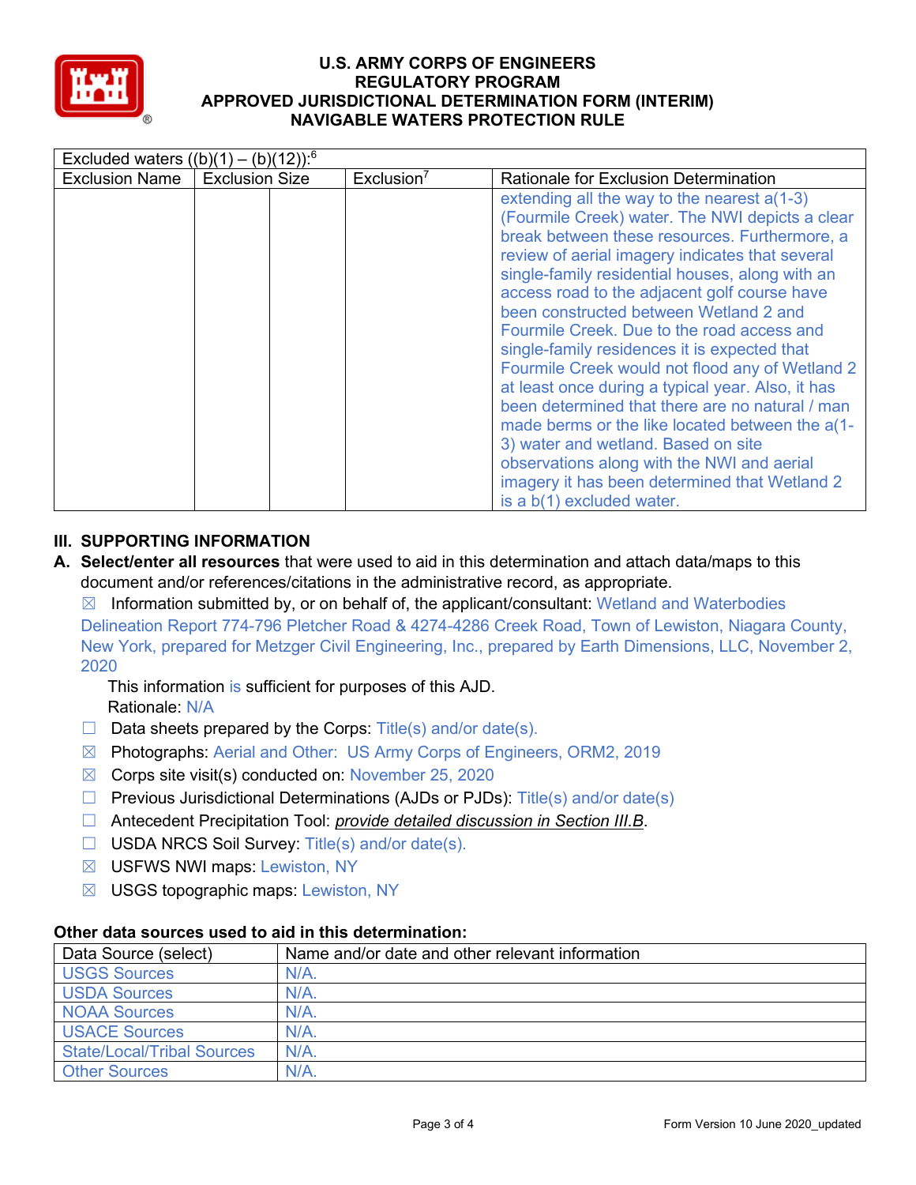| Excluded waters ((b)(1) – (b)(12)):[6] | | | | |
|---|---|---|---|---|
| Exclusion Name | Exclusion Size | | Exclusion[7] | Rationale for Exclusion Determination |
| | | | | extending all the way to the nearest a(1-3) (Fourmile Creek) water. The NWI depicts a clear break between these resources. Furthermore, a review of aerial imagery indicates that several single-family residential houses, along with an access road to the adjacent golf course have been constructed between Wetland 2 and Fourmile Creek. Due to the road access and single-family residences it is expected that Fourmile Creek would not flood any of Wetland 2 at least once during a typical year. Also, it has been determined that there are no natural / man made berms or the like located between the a(1-3) water and wetland. Based on site observations along with the NWI and aerial imagery it has been determined that Wetland 2 is a b(1) excluded water. |

## III. SUPPORTING INFORMATION

**A. Select/enter all resources** that were used to aid in this determination and attach data/maps to this document and/or references/citations in the administrative record, as appropriate.

☒ Information submitted by, or on behalf of, the applicant/consultant: Wetland and Waterbodies Delineation Report 774-796 Pletcher Road & 4274-4286 Creek Road, Town of Lewiston, Niagara County, New York, prepared for Metzger Civil Engineering, Inc., prepared by Earth Dimensions, LLC, November 2, 2020

This information is sufficient for purposes of this AJD.
Rationale: N/A

☐ Data sheets prepared by the Corps: Title(s) and/or date(s).

☒ Photographs: Aerial and Other: US Army Corps of Engineers, ORM2, 2019

☒ Corps site visit(s) conducted on: November 25, 2020

☐ Previous Jurisdictional Determinations (AJDs or PJDs): Title(s) and/or date(s)

☐ Antecedent Precipitation Tool: *provide detailed discussion in Section III.B*.

☐ USDA NRCS Soil Survey: Title(s) and/or date(s).

☒ USFWS NWI maps: Lewiston, NY

☒ USGS topographic maps: Lewiston, NY

**Other data sources used to aid in this determination:**

| Data Source (select) | Name and/or date and other relevant information |
|---|---|
| USGS Sources | N/A. |
| USDA Sources | N/A. |
| NOAA Sources | N/A. |
| USACE Sources | N/A. |
| State/Local/Tribal Sources | N/A. |
| Other Sources | N/A. |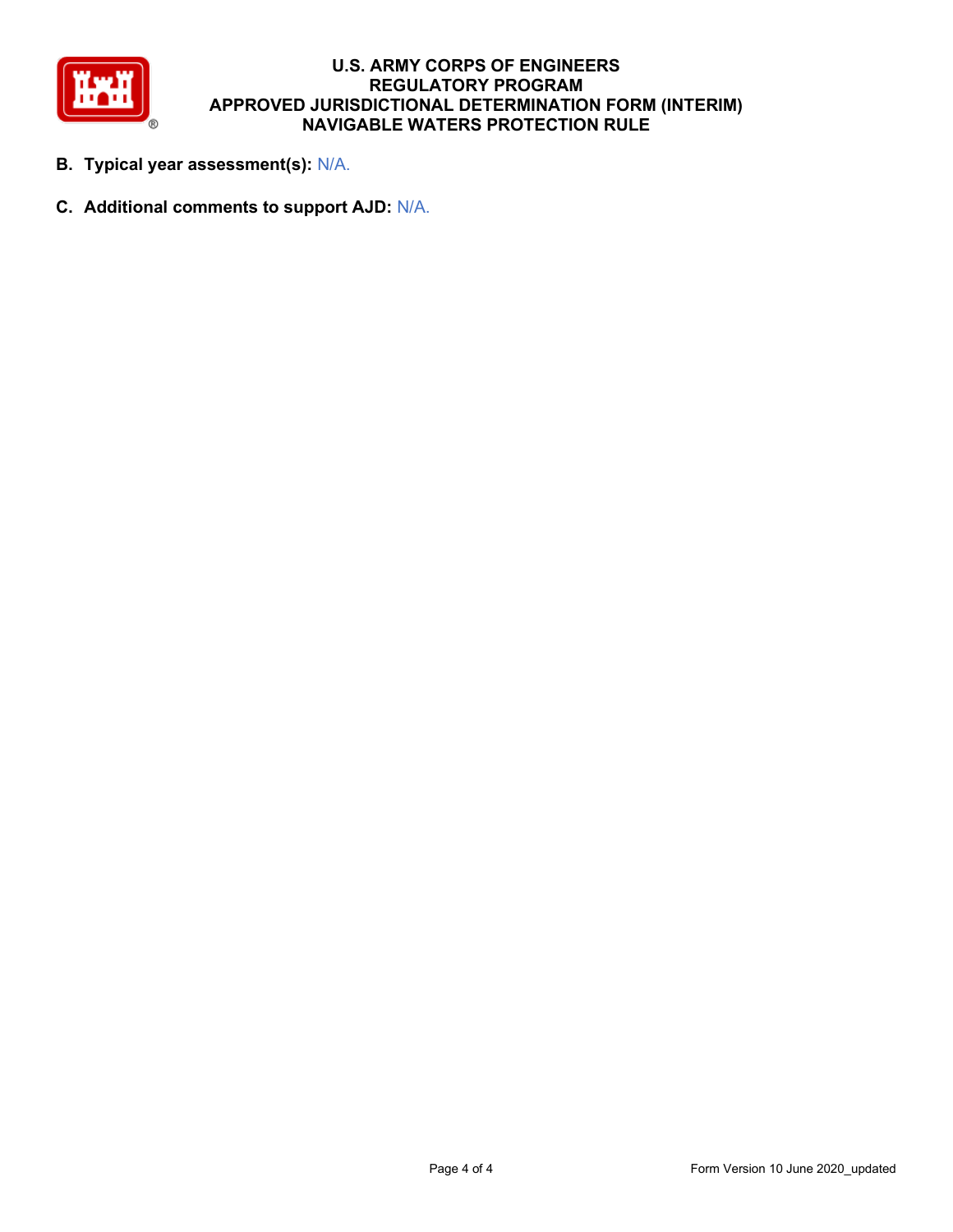**B. Typical year assessment(s):** N/A.

**C. Additional comments to support AJD:** N/A.